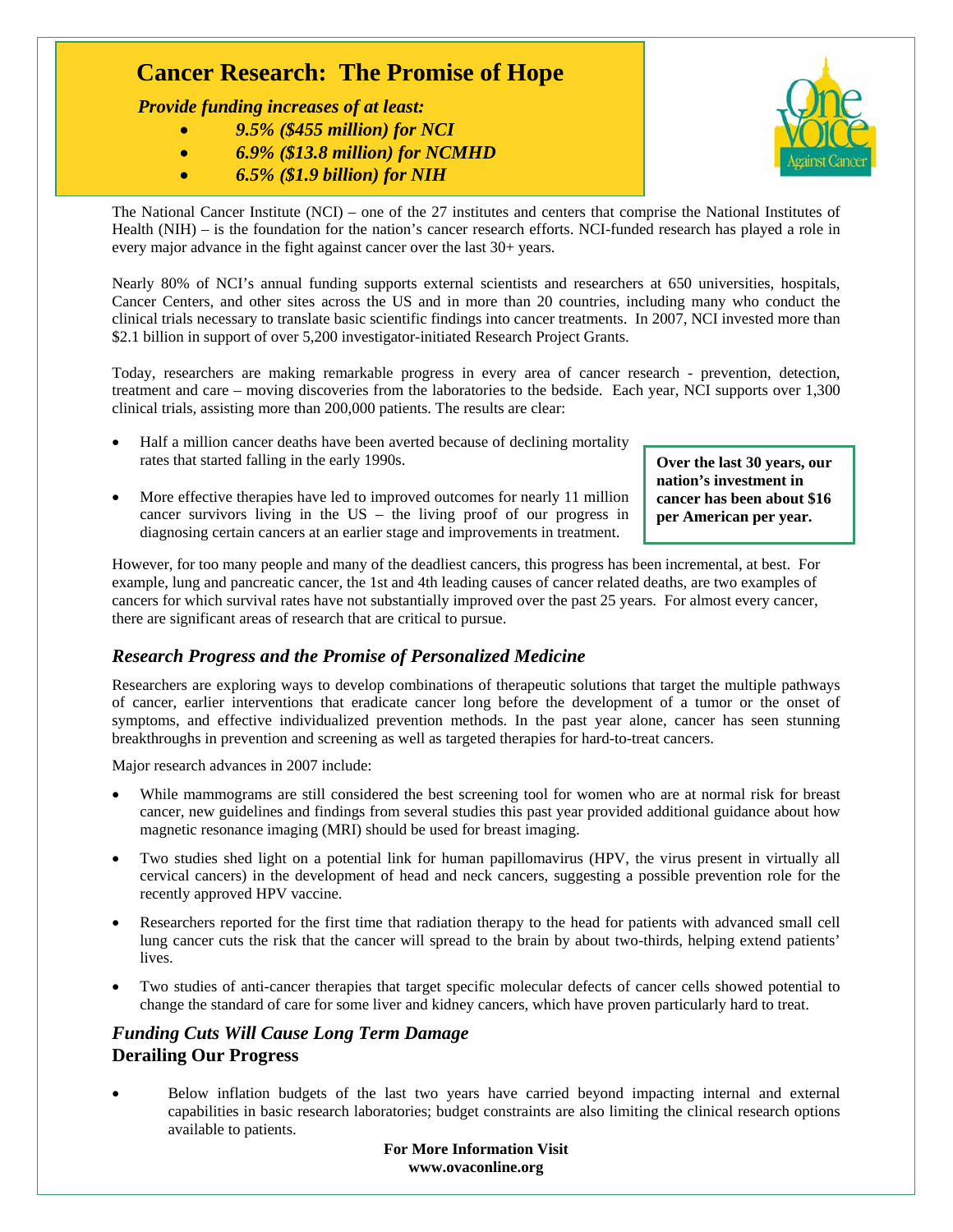# Cancer Research: The Promise of Hope

***Provide funding increases of at least:***

- ***9.5% ($455 million) for NCI***
- ***6.9% ($13.8 million) for NCMHD***
- ***6.5% ($1.9 billion) for NIH***

One Voice Against Cancer

The National Cancer Institute (NCI) – one of the 27 institutes and centers that comprise the National Institutes of Health (NIH) – is the foundation for the nation's cancer research efforts. NCI-funded research has played a role in every major advance in the fight against cancer over the last 30+ years.

Nearly 80% of NCI's annual funding supports external scientists and researchers at 650 universities, hospitals, Cancer Centers, and other sites across the US and in more than 20 countries, including many who conduct the clinical trials necessary to translate basic scientific findings into cancer treatments. In 2007, NCI invested more than $2.1 billion in support of over 5,200 investigator-initiated Research Project Grants.

Today, researchers are making remarkable progress in every area of cancer research - prevention, detection, treatment and care – moving discoveries from the laboratories to the bedside. Each year, NCI supports over 1,300 clinical trials, assisting more than 200,000 patients. The results are clear:

- Half a million cancer deaths have been averted because of declining mortality rates that started falling in the early 1990s.
- More effective therapies have led to improved outcomes for nearly 11 million cancer survivors living in the US – the living proof of our progress in diagnosing certain cancers at an earlier stage and improvements in treatment.

**Over the last 30 years, our nation's investment in cancer has been about $16 per American per year.**

However, for too many people and many of the deadliest cancers, this progress has been incremental, at best. For example, lung and pancreatic cancer, the 1st and 4th leading causes of cancer related deaths, are two examples of cancers for which survival rates have not substantially improved over the past 25 years. For almost every cancer, there are significant areas of research that are critical to pursue.

## *Research Progress and the Promise of Personalized Medicine*

Researchers are exploring ways to develop combinations of therapeutic solutions that target the multiple pathways of cancer, earlier interventions that eradicate cancer long before the development of a tumor or the onset of symptoms, and effective individualized prevention methods. In the past year alone, cancer has seen stunning breakthroughs in prevention and screening as well as targeted therapies for hard-to-treat cancers.

Major research advances in 2007 include:

- While mammograms are still considered the best screening tool for women who are at normal risk for breast cancer, new guidelines and findings from several studies this past year provided additional guidance about how magnetic resonance imaging (MRI) should be used for breast imaging.
- Two studies shed light on a potential link for human papillomavirus (HPV, the virus present in virtually all cervical cancers) in the development of head and neck cancers, suggesting a possible prevention role for the recently approved HPV vaccine.
- Researchers reported for the first time that radiation therapy to the head for patients with advanced small cell lung cancer cuts the risk that the cancer will spread to the brain by about two-thirds, helping extend patients' lives.
- Two studies of anti-cancer therapies that target specific molecular defects of cancer cells showed potential to change the standard of care for some liver and kidney cancers, which have proven particularly hard to treat.

## *Funding Cuts Will Cause Long Term Damage*

### Derailing Our Progress

- Below inflation budgets of the last two years have carried beyond impacting internal and external capabilities in basic research laboratories; budget constraints are also limiting the clinical research options available to patients.

**For More Information Visit**
**www.ovaconline.org**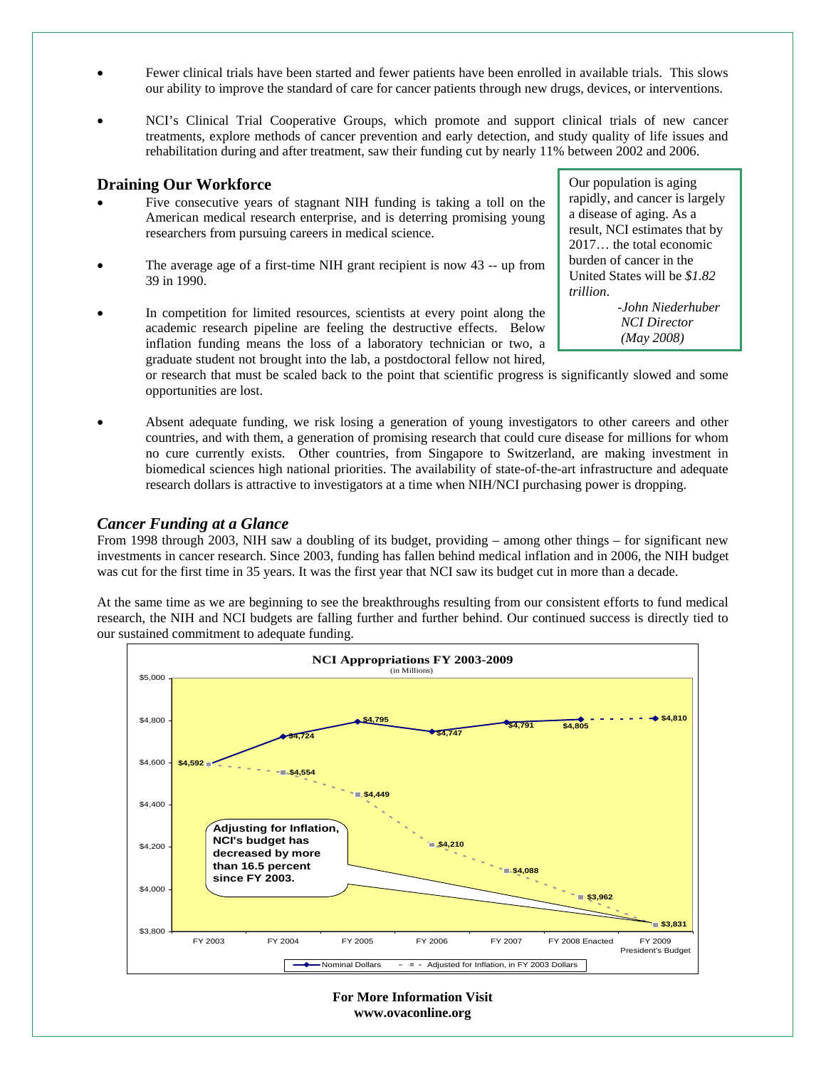- Fewer clinical trials have been started and fewer patients have been enrolled in available trials. This slows our ability to improve the standard of care for cancer patients through new drugs, devices, or interventions.
- NCI's Clinical Trial Cooperative Groups, which promote and support clinical trials of new cancer treatments, explore methods of cancer prevention and early detection, and study quality of life issues and rehabilitation during and after treatment, saw their funding cut by nearly 11% between 2002 and 2006.

## Draining Our Workforce

- Five consecutive years of stagnant NIH funding is taking a toll on the American medical research enterprise, and is deterring promising young researchers from pursuing careers in medical science.
- The average age of a first-time NIH grant recipient is now 43 -- up from 39 in 1990.
- In competition for limited resources, scientists at every point along the academic research pipeline are feeling the destructive effects. Below inflation funding means the loss of a laboratory technician or two, a graduate student not brought into the lab, a postdoctoral fellow not hired, or research that must be scaled back to the point that scientific progress is significantly slowed and some opportunities are lost.
- Absent adequate funding, we risk losing a generation of young investigators to other careers and other countries, and with them, a generation of promising research that could cure disease for millions for whom no cure currently exists. Other countries, from Singapore to Switzerland, are making investment in biomedical sciences high national priorities. The availability of state-of-the-art infrastructure and adequate research dollars is attractive to investigators at a time when NIH/NCI purchasing power is dropping.

> Our population is aging rapidly, and cancer is largely a disease of aging. As a result, NCI estimates that by 2017… the total economic burden of cancer in the United States will be *$1.82 trillion*.
>
> *-John Niederhuber*
> *NCI Director*
> *(May 2008)*

## *Cancer Funding at a Glance*

From 1998 through 2003, NIH saw a doubling of its budget, providing – among other things – for significant new investments in cancer research. Since 2003, funding has fallen behind medical inflation and in 2006, the NIH budget was cut for the first time in 35 years. It was the first year that NCI saw its budget cut in more than a decade.

At the same time as we are beginning to see the breakthroughs resulting from our consistent efforts to fund medical research, the NIH and NCI budgets are falling further and further behind. Our continued success is directly tied to our sustained commitment to adequate funding.

**NCI Appropriations FY 2003-2009**
(in Millions)

| | FY 2003 | FY 2004 | FY 2005 | FY 2006 | FY 2007 | FY 2008 Enacted | FY 2009 President's Budget |
|---|---|---|---|---|---|---|---|
| Nominal Dollars | $4,592 | $4,724 | $4,795 | $4,747 | $4,791 | $4,805 | $4,810 |
| Adjusted for Inflation, in FY 2003 Dollars | $4,592 | $4,554 | $4,449 | $4,210 | $4,088 | $3,962 | $3,831 |

**Adjusting for Inflation, NCI's budget has decreased by more than 16.5 percent since FY 2003.**

**For More Information Visit**
**www.ovaconline.org**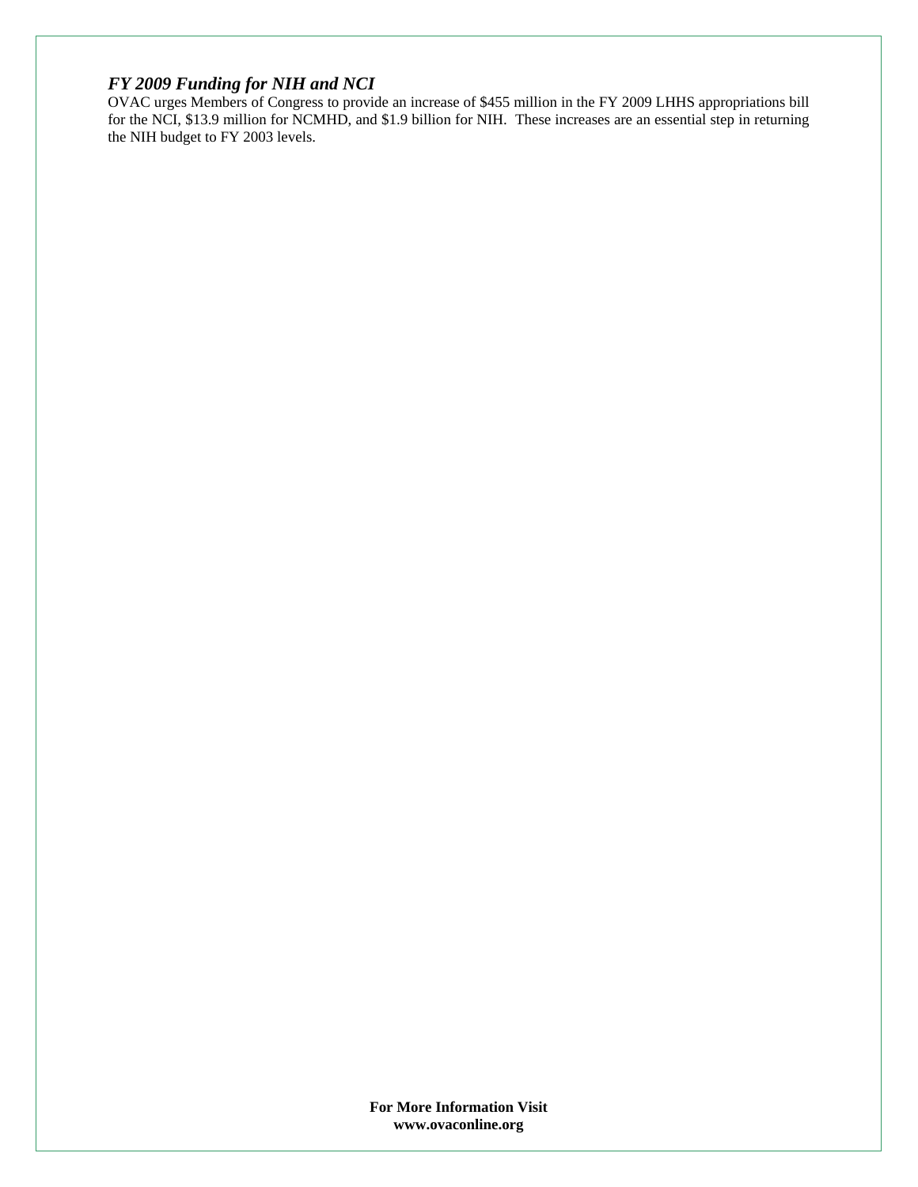### *FY 2009 Funding for NIH and NCI*

OVAC urges Members of Congress to provide an increase of $455 million in the FY 2009 LHHS appropriations bill for the NCI, $13.9 million for NCMHD, and $1.9 billion for NIH. These increases are an essential step in returning the NIH budget to FY 2003 levels.

**For More Information Visit**
**www.ovaconline.org**